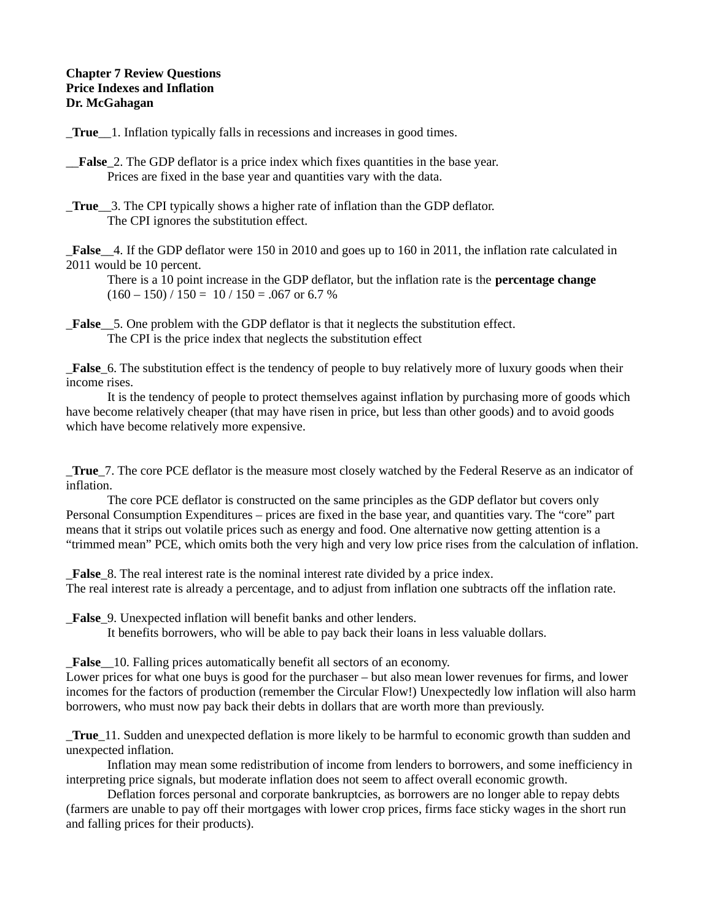**Chapter 7 Review Questions**
**Price Indexes and Inflation**
**Dr. McGahagan**

_**True**__1. Inflation typically falls in recessions and increases in good times.

__**False**_2. The GDP deflator is a price index which fixes quantities in the base year.
Prices are fixed in the base year and quantities vary with the data.

_**True**__3. The CPI typically shows a higher rate of inflation than the GDP deflator.
The CPI ignores the substitution effect.

_**False**__4. If the GDP deflator were 150 in 2010 and goes up to 160 in 2011, the inflation rate calculated in 2011 would be 10 percent.
There is a 10 point increase in the GDP deflator, but the inflation rate is the **percentage change** $(160 – 150) / 150 = 10 / 150 = .067$ or 6.7 %

_**False**__5. One problem with the GDP deflator is that it neglects the substitution effect.
The CPI is the price index that neglects the substitution effect

_**False**_6. The substitution effect is the tendency of people to buy relatively more of luxury goods when their income rises.
It is the tendency of people to protect themselves against inflation by purchasing more of goods which have become relatively cheaper (that may have risen in price, but less than other goods) and to avoid goods which have become relatively more expensive.

_**True**_7. The core PCE deflator is the measure most closely watched by the Federal Reserve as an indicator of inflation.
The core PCE deflator is constructed on the same principles as the GDP deflator but covers only Personal Consumption Expenditures – prices are fixed in the base year, and quantities vary. The "core" part means that it strips out volatile prices such as energy and food. One alternative now getting attention is a "trimmed mean" PCE, which omits both the very high and very low price rises from the calculation of inflation.

_**False**_8. The real interest rate is the nominal interest rate divided by a price index.
The real interest rate is already a percentage, and to adjust from inflation one subtracts off the inflation rate.

_**False**_9. Unexpected inflation will benefit banks and other lenders.
It benefits borrowers, who will be able to pay back their loans in less valuable dollars.

_**False**__10. Falling prices automatically benefit all sectors of an economy.
Lower prices for what one buys is good for the purchaser – but also mean lower revenues for firms, and lower incomes for the factors of production (remember the Circular Flow!) Unexpectedly low inflation will also harm borrowers, who must now pay back their debts in dollars that are worth more than previously.

_**True**_11. Sudden and unexpected deflation is more likely to be harmful to economic growth than sudden and unexpected inflation.
Inflation may mean some redistribution of income from lenders to borrowers, and some inefficiency in interpreting price signals, but moderate inflation does not seem to affect overall economic growth.
Deflation forces personal and corporate bankruptcies, as borrowers are no longer able to repay debts (farmers are unable to pay off their mortgages with lower crop prices, firms face sticky wages in the short run and falling prices for their products).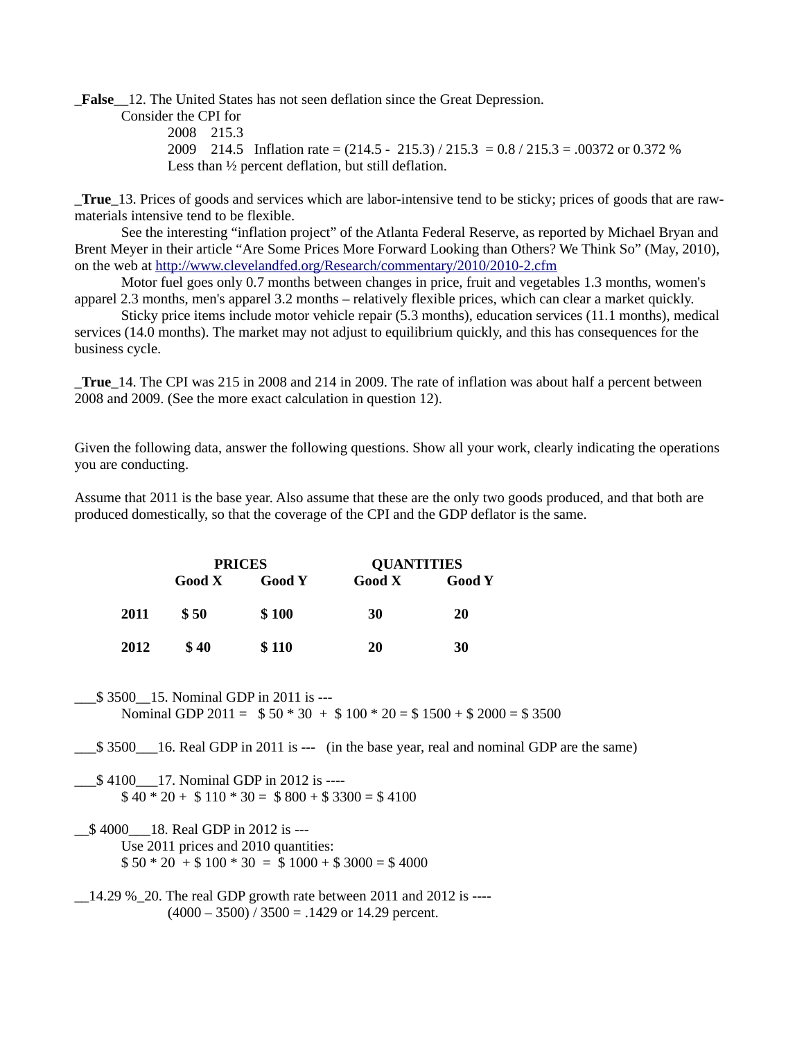**_False__**12. The United States has not seen deflation since the Great Depression.

Consider the CPI for

2008    215.3

2009    214.5   Inflation rate = (214.5 -  215.3) / 215.3  = 0.8 / 215.3 = .00372 or 0.372 %

Less than ½ percent deflation, but still deflation.

**_True_**13. Prices of goods and services which are labor-intensive tend to be sticky; prices of goods that are raw-materials intensive tend to be flexible.

See the interesting "inflation project" of the Atlanta Federal Reserve, as reported by Michael Bryan and Brent Meyer in their article "Are Some Prices More Forward Looking than Others? We Think So" (May, 2010), on the web at http://www.clevelandfed.org/Research/commentary/2010/2010-2.cfm

Motor fuel goes only 0.7 months between changes in price, fruit and vegetables 1.3 months, women's apparel 2.3 months, men's apparel 3.2 months – relatively flexible prices, which can clear a market quickly.

Sticky price items include motor vehicle repair (5.3 months), education services (11.1 months), medical services (14.0 months). The market may not adjust to equilibrium quickly, and this has consequences for the business cycle.

**_True_**14. The CPI was 215 in 2008 and 214 in 2009. The rate of inflation was about half a percent between 2008 and 2009. (See the more exact calculation in question 12).

Given the following data, answer the following questions. Show all your work, clearly indicating the operations you are conducting.

Assume that 2011 is the base year. Also assume that these are the only two goods produced, and that both are produced domestically, so that the coverage of the CPI and the GDP deflator is the same.

| | **PRICES** | | **QUANTITIES** | |
|---|---|---|---|---|
| | **Good X** | **Good Y** | **Good X** | **Good Y** |
| **2011** | **$ 50** | **$ 100** | **30** | **20** |
| **2012** | **$ 40** | **$ 110** | **20** | **30** |

___$ 3500__15. Nominal GDP in 2011 is ---

Nominal GDP 2011 =   $ 50 * 30  +  $ 100 * 20 = $ 1500 + $ 2000 = $ 3500

___$ 3500___16. Real GDP in 2011 is ---   (in the base year, real and nominal GDP are the same)

___$ 4100___17. Nominal GDP in 2012 is ----

$ 40 * 20 +  $ 110 * 30 =  $ 800 + $ 3300 = $ 4100

__$ 4000___18. Real GDP in 2012 is ---

Use 2011 prices and 2010 quantities:

$ 50 * 20  + $ 100 * 30  =  $ 1000 + $ 3000 = $ 4000

__14.29 %_20. The real GDP growth rate between 2011 and 2012 is ----

(4000 – 3500) / 3500 = .1429 or 14.29 percent.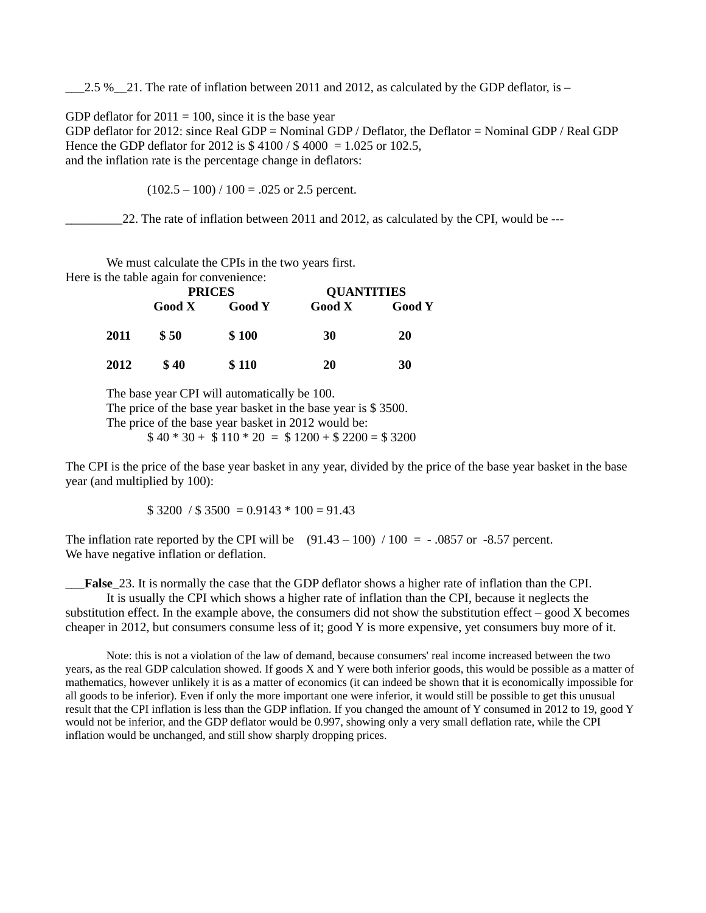___2.5 %__21. The rate of inflation between 2011 and 2012, as calculated by the GDP deflator, is –

GDP deflator for 2011 = 100, since it is the base year
GDP deflator for 2012: since Real GDP = Nominal GDP / Deflator, the Deflator = Nominal GDP / Real GDP
Hence the GDP deflator for 2012 is $ 4100 / $ 4000 = 1.025 or 102.5,
and the inflation rate is the percentage change in deflators:

$$(102.5 - 100) / 100 = .025 \text{ or } 2.5 \text{ percent.}$$

_________22. The rate of inflation between 2011 and 2012, as calculated by the CPI, would be ---

We must calculate the CPIs in the two years first.
Here is the table again for convenience:

| | PRICES | | QUANTITIES | |
|---|---|---|---|---|
| | **Good X** | **Good Y** | **Good X** | **Good Y** |
| **2011** | **$ 50** | **$ 100** | **30** | **20** |
| **2012** | **$ 40** | **$ 110** | **20** | **30** |

The base year CPI will automatically be 100.
The price of the base year basket in the base year is $ 3500.
The price of the base year basket in 2012 would be:

$$\$ 40 * 30 + \$ 110 * 20 = \$ 1200 + \$ 2200 = \$ 3200$$

The CPI is the price of the base year basket in any year, divided by the price of the base year basket in the base year (and multiplied by 100):

$$\$ 3200 / \$ 3500 = 0.9143 * 100 = 91.43$$

The inflation rate reported by the CPI will be $(91.43 - 100) / 100 = -.0857$ or -8.57 percent.
We have negative inflation or deflation.

___**False**_23. It is normally the case that the GDP deflator shows a higher rate of inflation than the CPI.
It is usually the CPI which shows a higher rate of inflation than the CPI, because it neglects the substitution effect. In the example above, the consumers did not show the substitution effect – good X becomes cheaper in 2012, but consumers consume less of it; good Y is more expensive, yet consumers buy more of it.

Note: this is not a violation of the law of demand, because consumers' real income increased between the two years, as the real GDP calculation showed. If goods X and Y were both inferior goods, this would be possible as a matter of mathematics, however unlikely it is as a matter of economics (it can indeed be shown that it is economically impossible for all goods to be inferior). Even if only the more important one were inferior, it would still be possible to get this unusual result that the CPI inflation is less than the GDP inflation. If you changed the amount of Y consumed in 2012 to 19, good Y would not be inferior, and the GDP deflator would be 0.997, showing only a very small deflation rate, while the CPI inflation would be unchanged, and still show sharply dropping prices.